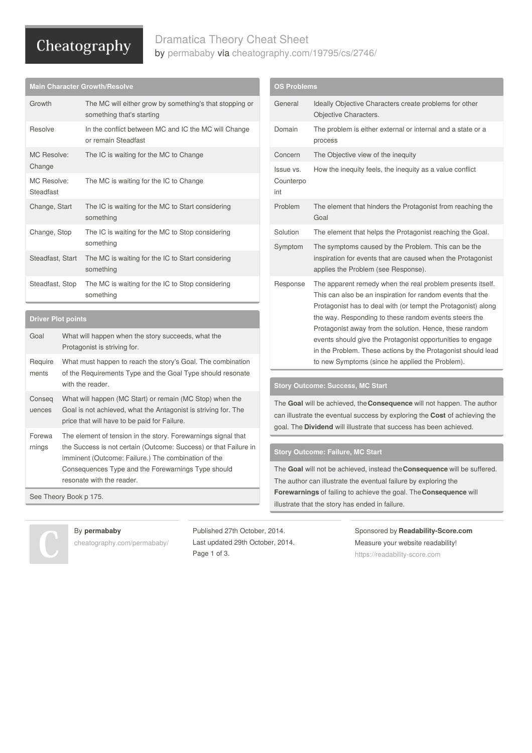# Dramatica Theory Cheat Sheet

by permababy via cheatography.com/19795/cs/2746/

## Main Character Growth/Resolve

| | |
|---|---|
| Growth | The MC will either grow by something's that stopping or something that's starting |
| Resolve | In the conflict between MC and IC the MC will Change or remain Steadfast |
| MC Resolve: Change | The IC is waiting for the MC to Change |
| MC Resolve: Steadfast | The MC is waiting for the IC to Change |
| Change, Start | The IC is waiting for the MC to Start considering something |
| Change, Stop | The IC is waiting for the MC to Stop considering something |
| Steadfast, Start | The MC is waiting for the IC to Start considering something |
| Steadfast, Stop | The MC is waiting for the IC to Stop considering something |

## Driver Plot points

| | |
|---|---|
| Goal | What will happen when the story succeeds, what the Protagonist is striving for. |
| Requirements | What must happen to reach the story's Goal. The combination of the Requirements Type and the Goal Type should resonate with the reader. |
| Consequences | What will happen (MC Start) or remain (MC Stop) when the Goal is not achieved, what the Antagonist is striving for. The price that will have to be paid for Failure. |
| Forewarnings | The element of tension in the story. Forewarnings signal that the Success is not certain (Outcome: Success) or that Failure in imminent (Outcome: Failure.) The combination of the Consequences Type and the Forewarnings Type should resonate with the reader. |

See Theory Book p 175.

## OS Problems

| | |
|---|---|
| General | Ideally Objective Characters create problems for other Objective Characters. |
| Domain | The problem is either external or internal and a state or a process |
| Concern | The Objective view of the inequity |
| Issue vs. Counterpoint | How the inequity feels, the inequity as a value conflict |
| Problem | The element that hinders the Protagonist from reaching the Goal |
| Solution | The element that helps the Protagonist reaching the Goal. |
| Symptom | The symptoms caused by the Problem. This can be the inspiration for events that are caused when the Protagonist applies the Problem (see Response). |
| Response | The apparent remedy when the real problem presents itself. This can also be an inspiration for random events that the Protagonist has to deal with (or tempt the Protagonist) along the way. Responding to these random events steers the Protagonist away from the solution. Hence, these random events should give the Protagonist opportunities to engage in the Problem. These actions by the Protagonist should lead to new Symptoms (since he applied the Problem). |

## Story Outcome: Success, MC Start

The **Goal** will be achieved, the **Consequence** will not happen. The author can illustrate the eventual success by exploring the **Cost** of achieving the goal. The **Dividend** will illustrate that success has been achieved.

## Story Outcome: Failure, MC Start

The **Goal** will not be achieved, instead the **Consequence** will be suffered. The author can illustrate the eventual failure by exploring the **Forewarnings** of failing to achieve the goal. The **Consequence** will illustrate that the story has ended in failure.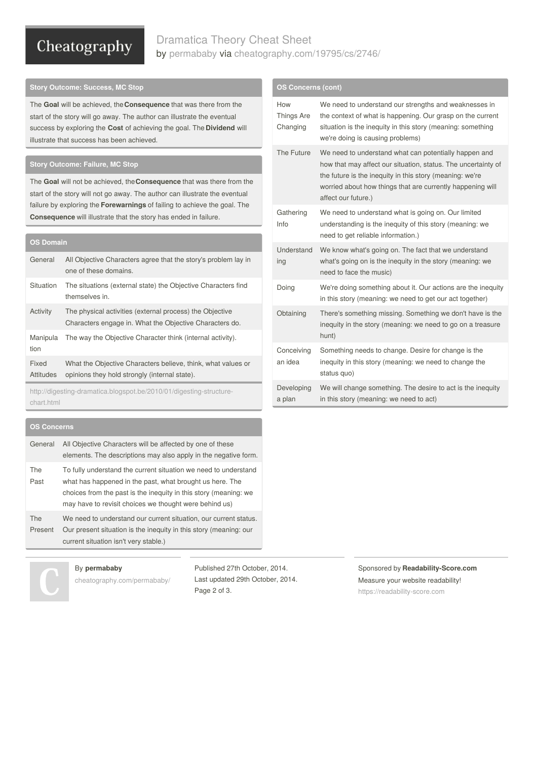## Story Outcome: Success, MC Stop

The **Goal** will be achieved, the **Consequence** that was there from the start of the story will go away. The author can illustrate the eventual success by exploring the **Cost** of achieving the goal. The **Dividend** will illustrate that success has been achieved.

## Story Outcome: Failure, MC Stop

The **Goal** will not be achieved, the **Consequence** that was there from the start of the story will not go away. The author can illustrate the eventual failure by exploring the **Forewarnings** of failing to achieve the goal. The **Consequence** will illustrate that the story has ended in failure.

## OS Domain

| | |
|---|---|
| General | All Objective Characters agree that the story's problem lay in one of these domains. |
| Situation | The situations (external state) the Objective Characters find themselves in. |
| Activity | The physical activities (external process) the Objective Characters engage in. What the Objective Characters do. |
| Manipulation | The way the Objective Character think (internal activity). |
| Fixed Attitudes | What the Objective Characters believe, think, what values or opinions they hold strongly (internal state). |

http://digesting-dramatica.blogspot.be/2010/01/digesting-structure-chart.html

## OS Concerns

| | |
|---|---|
| General | All Objective Characters will be affected by one of these elements. The descriptions may also apply in the negative form. |
| The Past | To fully understand the current situation we need to understand what has happened in the past, what brought us here. The choices from the past is the inequity in this story (meaning: we may have to revisit choices we thought were behind us) |
| The Present | We need to understand our current situation, our current status. Our present situation is the inequity in this story (meaning: our current situation isn't very stable.) |
| How Things Are Changing | We need to understand our strengths and weaknesses in the context of what is happening. Our grasp on the current situation is the inequity in this story (meaning: something we're doing is causing problems) |
| The Future | We need to understand what can potentially happen and how that may affect our situation, status. The uncertainty of the future is the inequity in this story (meaning: we're worried about how things that are currently happening will affect our future.) |
| Gathering Info | We need to understand what is going on. Our limited understanding is the inequity of this story (meaning: we need to get reliable information.) |
| Understanding | We know what's going on. The fact that we understand what's going on is the inequity in the story (meaning: we need to face the music) |
| Doing | We're doing something about it. Our actions are the inequity in this story (meaning: we need to get our act together) |
| Obtaining | There's something missing. Something we don't have is the inequity in the story (meaning: we need to go on a treasure hunt) |
| Conceiving an idea | Something needs to change. Desire for change is the inequity in this story (meaning: we need to change the status quo) |
| Developing a plan | We will change something. The desire to act is the inequity in this story (meaning: we need to act) |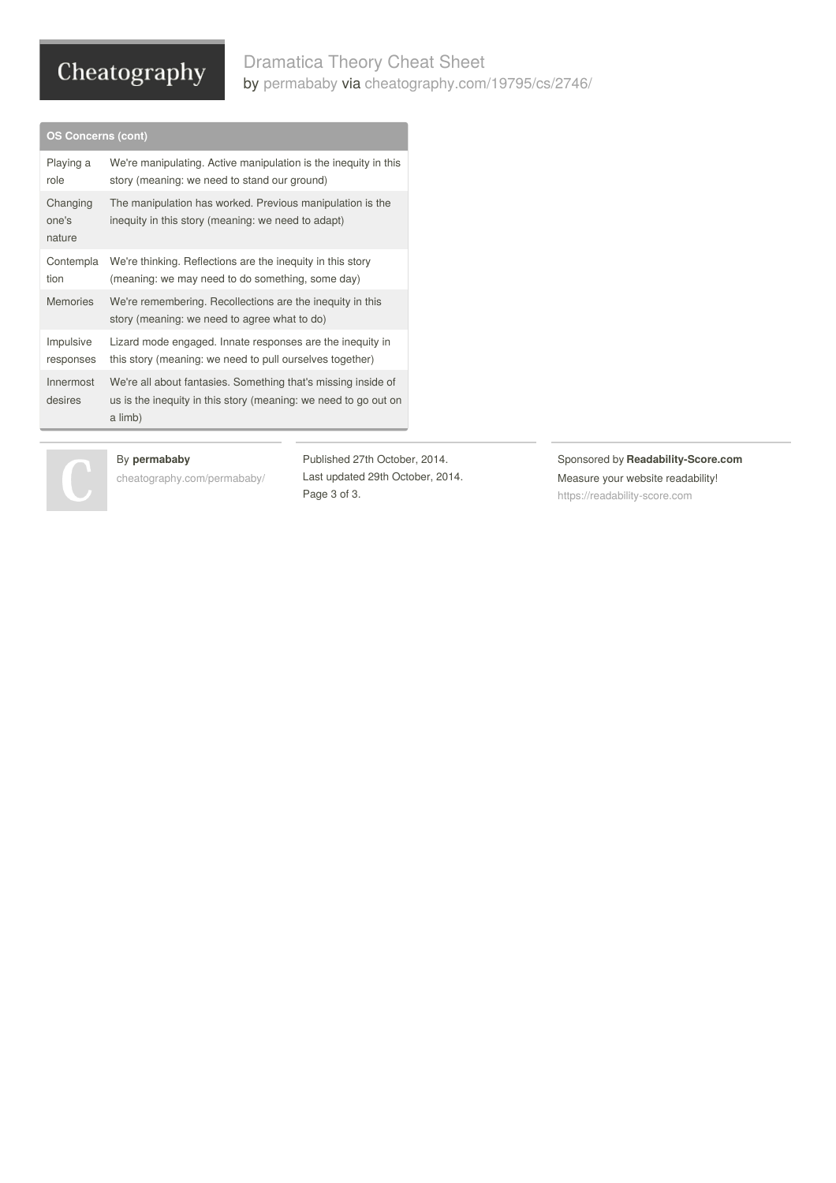## OS Concerns (cont)

| | |
|---|---|
| Playing a role | We're manipulating. Active manipulation is the inequity in this story (meaning: we need to stand our ground) |
| Changing one's nature | The manipulation has worked. Previous manipulation is the inequity in this story (meaning: we need to adapt) |
| Contemplation | We're thinking. Reflections are the inequity in this story (meaning: we may need to do something, some day) |
| Memories | We're remembering. Recollections are the inequity in this story (meaning: we need to agree what to do) |
| Impulsive responses | Lizard mode engaged. Innate responses are the inequity in this story (meaning: we need to pull ourselves together) |
| Innermost desires | We're all about fantasies. Something that's missing inside of us is the inequity in this story (meaning: we need to go out on a limb) |

By **permababy**
cheatography.com/permababy/

Published 27th October, 2014.
Last updated 29th October, 2014.

Sponsored by **Readability-Score.com**
Measure your website readability!
https://readability-score.com